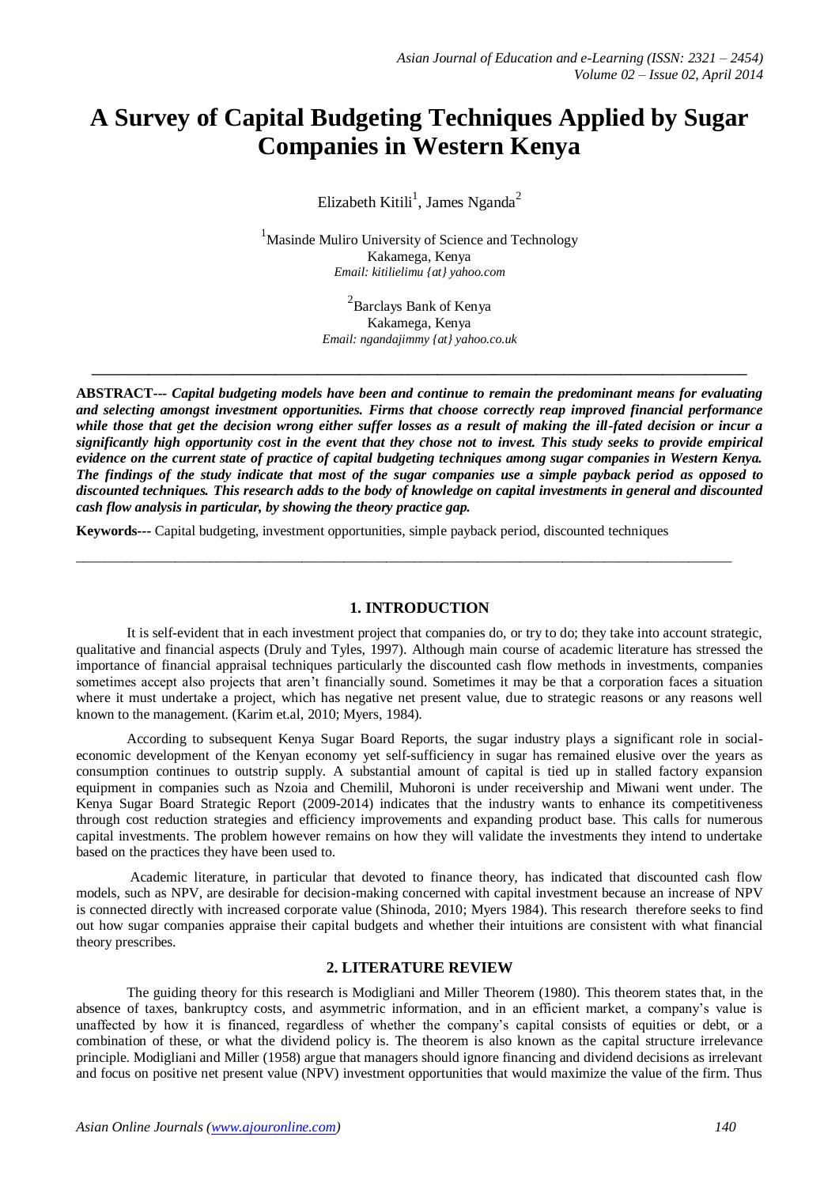# A Survey of Capital Budgeting Techniques Applied by Sugar Companies in Western Kenya

Elizabeth Kitili[1], James Nganda[2]

[1]Masinde Muliro University of Science and Technology
Kakamega, Kenya
*Email: kitilielimu {at} yahoo.com*

[2]Barclays Bank of Kenya
Kakamega, Kenya
*Email: ngandajimmy {at} yahoo.co.uk*

---

**ABSTRACT---** ***Capital budgeting models have been and continue to remain the predominant means for evaluating and selecting amongst investment opportunities. Firms that choose correctly reap improved financial performance while those that get the decision wrong either suffer losses as a result of making the ill-fated decision or incur a significantly high opportunity cost in the event that they chose not to invest. This study seeks to provide empirical evidence on the current state of practice of capital budgeting techniques among sugar companies in Western Kenya. The findings of the study indicate that most of the sugar companies use a simple payback period as opposed to discounted techniques. This research adds to the body of knowledge on capital investments in general and discounted cash flow analysis in particular, by showing the theory practice gap.***

**Keywords---** Capital budgeting, investment opportunities, simple payback period, discounted techniques

---

## 1. INTRODUCTION

It is self-evident that in each investment project that companies do, or try to do; they take into account strategic, qualitative and financial aspects (Druly and Tyles, 1997). Although main course of academic literature has stressed the importance of financial appraisal techniques particularly the discounted cash flow methods in investments, companies sometimes accept also projects that aren't financially sound. Sometimes it may be that a corporation faces a situation where it must undertake a project, which has negative net present value, due to strategic reasons or any reasons well known to the management. (Karim et.al, 2010; Myers, 1984).

According to subsequent Kenya Sugar Board Reports, the sugar industry plays a significant role in social-economic development of the Kenyan economy yet self-sufficiency in sugar has remained elusive over the years as consumption continues to outstrip supply. A substantial amount of capital is tied up in stalled factory expansion equipment in companies such as Nzoia and Chemilil, Muhoroni is under receivership and Miwani went under. The Kenya Sugar Board Strategic Report (2009-2014) indicates that the industry wants to enhance its competitiveness through cost reduction strategies and efficiency improvements and expanding product base. This calls for numerous capital investments. The problem however remains on how they will validate the investments they intend to undertake based on the practices they have been used to.

Academic literature, in particular that devoted to finance theory, has indicated that discounted cash flow models, such as NPV, are desirable for decision-making concerned with capital investment because an increase of NPV is connected directly with increased corporate value (Shinoda, 2010; Myers 1984). This research therefore seeks to find out how sugar companies appraise their capital budgets and whether their intuitions are consistent with what financial theory prescribes.

## 2. LITERATURE REVIEW

The guiding theory for this research is Modigliani and Miller Theorem (1980). This theorem states that, in the absence of taxes, bankruptcy costs, and asymmetric information, and in an efficient market, a company's value is unaffected by how it is financed, regardless of whether the company's capital consists of equities or debt, or a combination of these, or what the dividend policy is. The theorem is also known as the capital structure irrelevance principle. Modigliani and Miller (1958) argue that managers should ignore financing and dividend decisions as irrelevant and focus on positive net present value (NPV) investment opportunities that would maximize the value of the firm. Thus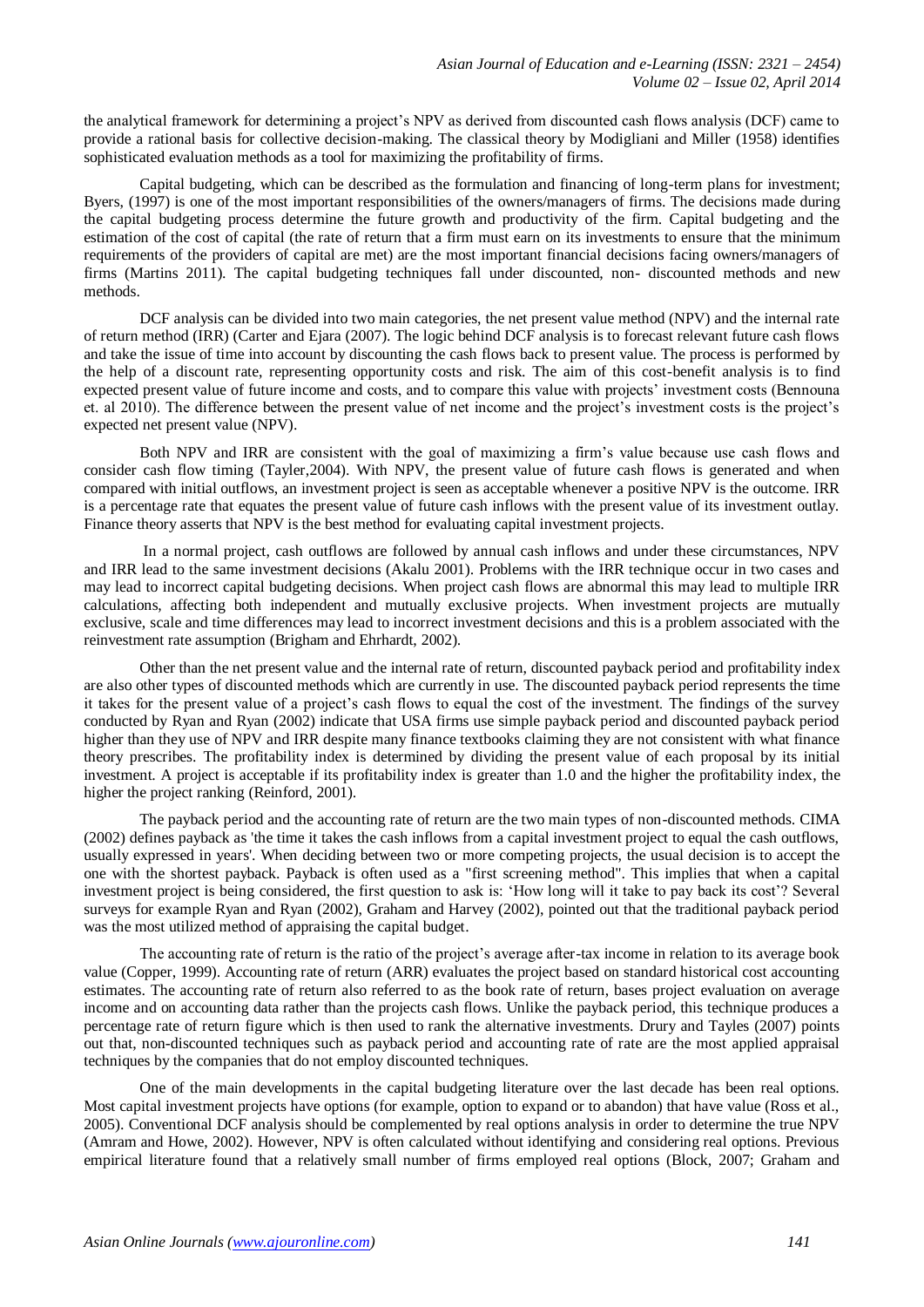the analytical framework for determining a project's NPV as derived from discounted cash flows analysis (DCF) came to provide a rational basis for collective decision-making. The classical theory by Modigliani and Miller (1958) identifies sophisticated evaluation methods as a tool for maximizing the profitability of firms.

Capital budgeting, which can be described as the formulation and financing of long-term plans for investment; Byers, (1997) is one of the most important responsibilities of the owners/managers of firms. The decisions made during the capital budgeting process determine the future growth and productivity of the firm. Capital budgeting and the estimation of the cost of capital (the rate of return that a firm must earn on its investments to ensure that the minimum requirements of the providers of capital are met) are the most important financial decisions facing owners/managers of firms (Martins 2011). The capital budgeting techniques fall under discounted, non- discounted methods and new methods.

DCF analysis can be divided into two main categories, the net present value method (NPV) and the internal rate of return method (IRR) (Carter and Ejara (2007). The logic behind DCF analysis is to forecast relevant future cash flows and take the issue of time into account by discounting the cash flows back to present value. The process is performed by the help of a discount rate, representing opportunity costs and risk. The aim of this cost-benefit analysis is to find expected present value of future income and costs, and to compare this value with projects' investment costs (Bennouna et. al 2010). The difference between the present value of net income and the project's investment costs is the project's expected net present value (NPV).

Both NPV and IRR are consistent with the goal of maximizing a firm's value because use cash flows and consider cash flow timing (Tayler,2004). With NPV, the present value of future cash flows is generated and when compared with initial outflows, an investment project is seen as acceptable whenever a positive NPV is the outcome. IRR is a percentage rate that equates the present value of future cash inflows with the present value of its investment outlay. Finance theory asserts that NPV is the best method for evaluating capital investment projects.

In a normal project, cash outflows are followed by annual cash inflows and under these circumstances, NPV and IRR lead to the same investment decisions (Akalu 2001). Problems with the IRR technique occur in two cases and may lead to incorrect capital budgeting decisions. When project cash flows are abnormal this may lead to multiple IRR calculations, affecting both independent and mutually exclusive projects. When investment projects are mutually exclusive, scale and time differences may lead to incorrect investment decisions and this is a problem associated with the reinvestment rate assumption (Brigham and Ehrhardt, 2002).

Other than the net present value and the internal rate of return, discounted payback period and profitability index are also other types of discounted methods which are currently in use. The discounted payback period represents the time it takes for the present value of a project's cash flows to equal the cost of the investment. The findings of the survey conducted by Ryan and Ryan (2002) indicate that USA firms use simple payback period and discounted payback period higher than they use of NPV and IRR despite many finance textbooks claiming they are not consistent with what finance theory prescribes. The profitability index is determined by dividing the present value of each proposal by its initial investment. A project is acceptable if its profitability index is greater than 1.0 and the higher the profitability index, the higher the project ranking (Reinford, 2001).

The payback period and the accounting rate of return are the two main types of non-discounted methods. CIMA (2002) defines payback as 'the time it takes the cash inflows from a capital investment project to equal the cash outflows, usually expressed in years'. When deciding between two or more competing projects, the usual decision is to accept the one with the shortest payback. Payback is often used as a "first screening method". This implies that when a capital investment project is being considered, the first question to ask is: 'How long will it take to pay back its cost'? Several surveys for example Ryan and Ryan (2002), Graham and Harvey (2002), pointed out that the traditional payback period was the most utilized method of appraising the capital budget.

The accounting rate of return is the ratio of the project's average after-tax income in relation to its average book value (Copper, 1999). Accounting rate of return (ARR) evaluates the project based on standard historical cost accounting estimates. The accounting rate of return also referred to as the book rate of return, bases project evaluation on average income and on accounting data rather than the projects cash flows. Unlike the payback period, this technique produces a percentage rate of return figure which is then used to rank the alternative investments. Drury and Tayles (2007) points out that, non-discounted techniques such as payback period and accounting rate of rate are the most applied appraisal techniques by the companies that do not employ discounted techniques.

One of the main developments in the capital budgeting literature over the last decade has been real options. Most capital investment projects have options (for example, option to expand or to abandon) that have value (Ross et al., 2005). Conventional DCF analysis should be complemented by real options analysis in order to determine the true NPV (Amram and Howe, 2002). However, NPV is often calculated without identifying and considering real options. Previous empirical literature found that a relatively small number of firms employed real options (Block, 2007; Graham and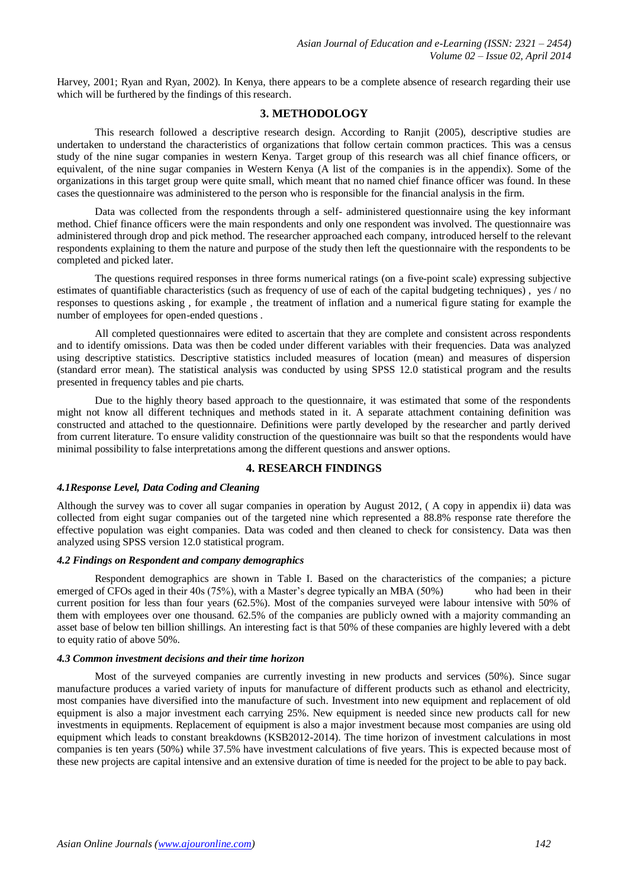Harvey, 2001; Ryan and Ryan, 2002). In Kenya, there appears to be a complete absence of research regarding their use which will be furthered by the findings of this research.

## 3. METHODOLOGY

This research followed a descriptive research design. According to Ranjit (2005), descriptive studies are undertaken to understand the characteristics of organizations that follow certain common practices. This was a census study of the nine sugar companies in western Kenya. Target group of this research was all chief finance officers, or equivalent, of the nine sugar companies in Western Kenya (A list of the companies is in the appendix). Some of the organizations in this target group were quite small, which meant that no named chief finance officer was found. In these cases the questionnaire was administered to the person who is responsible for the financial analysis in the firm.

Data was collected from the respondents through a self- administered questionnaire using the key informant method. Chief finance officers were the main respondents and only one respondent was involved. The questionnaire was administered through drop and pick method. The researcher approached each company, introduced herself to the relevant respondents explaining to them the nature and purpose of the study then left the questionnaire with the respondents to be completed and picked later.

The questions required responses in three forms numerical ratings (on a five-point scale) expressing subjective estimates of quantifiable characteristics (such as frequency of use of each of the capital budgeting techniques) , yes / no responses to questions asking , for example , the treatment of inflation and a numerical figure stating for example the number of employees for open-ended questions .

All completed questionnaires were edited to ascertain that they are complete and consistent across respondents and to identify omissions. Data was then be coded under different variables with their frequencies. Data was analyzed using descriptive statistics. Descriptive statistics included measures of location (mean) and measures of dispersion (standard error mean). The statistical analysis was conducted by using SPSS 12.0 statistical program and the results presented in frequency tables and pie charts.

Due to the highly theory based approach to the questionnaire, it was estimated that some of the respondents might not know all different techniques and methods stated in it. A separate attachment containing definition was constructed and attached to the questionnaire. Definitions were partly developed by the researcher and partly derived from current literature. To ensure validity construction of the questionnaire was built so that the respondents would have minimal possibility to false interpretations among the different questions and answer options.

## 4. RESEARCH FINDINGS

### *4.1Response Level, Data Coding and Cleaning*

Although the survey was to cover all sugar companies in operation by August 2012, ( A copy in appendix ii) data was collected from eight sugar companies out of the targeted nine which represented a 88.8% response rate therefore the effective population was eight companies. Data was coded and then cleaned to check for consistency. Data was then analyzed using SPSS version 12.0 statistical program.

### *4.2 Findings on Respondent and company demographics*

Respondent demographics are shown in Table I. Based on the characteristics of the companies; a picture emerged of CFOs aged in their 40s (75%), with a Master's degree typically an MBA (50%) who had been in their current position for less than four years (62.5%). Most of the companies surveyed were labour intensive with 50% of them with employees over one thousand. 62.5% of the companies are publicly owned with a majority commanding an asset base of below ten billion shillings. An interesting fact is that 50% of these companies are highly levered with a debt to equity ratio of above 50%.

### *4.3 Common investment decisions and their time horizon*

Most of the surveyed companies are currently investing in new products and services (50%). Since sugar manufacture produces a varied variety of inputs for manufacture of different products such as ethanol and electricity, most companies have diversified into the manufacture of such. Investment into new equipment and replacement of old equipment is also a major investment each carrying 25%. New equipment is needed since new products call for new investments in equipments. Replacement of equipment is also a major investment because most companies are using old equipment which leads to constant breakdowns (KSB2012-2014). The time horizon of investment calculations in most companies is ten years (50%) while 37.5% have investment calculations of five years. This is expected because most of these new projects are capital intensive and an extensive duration of time is needed for the project to be able to pay back.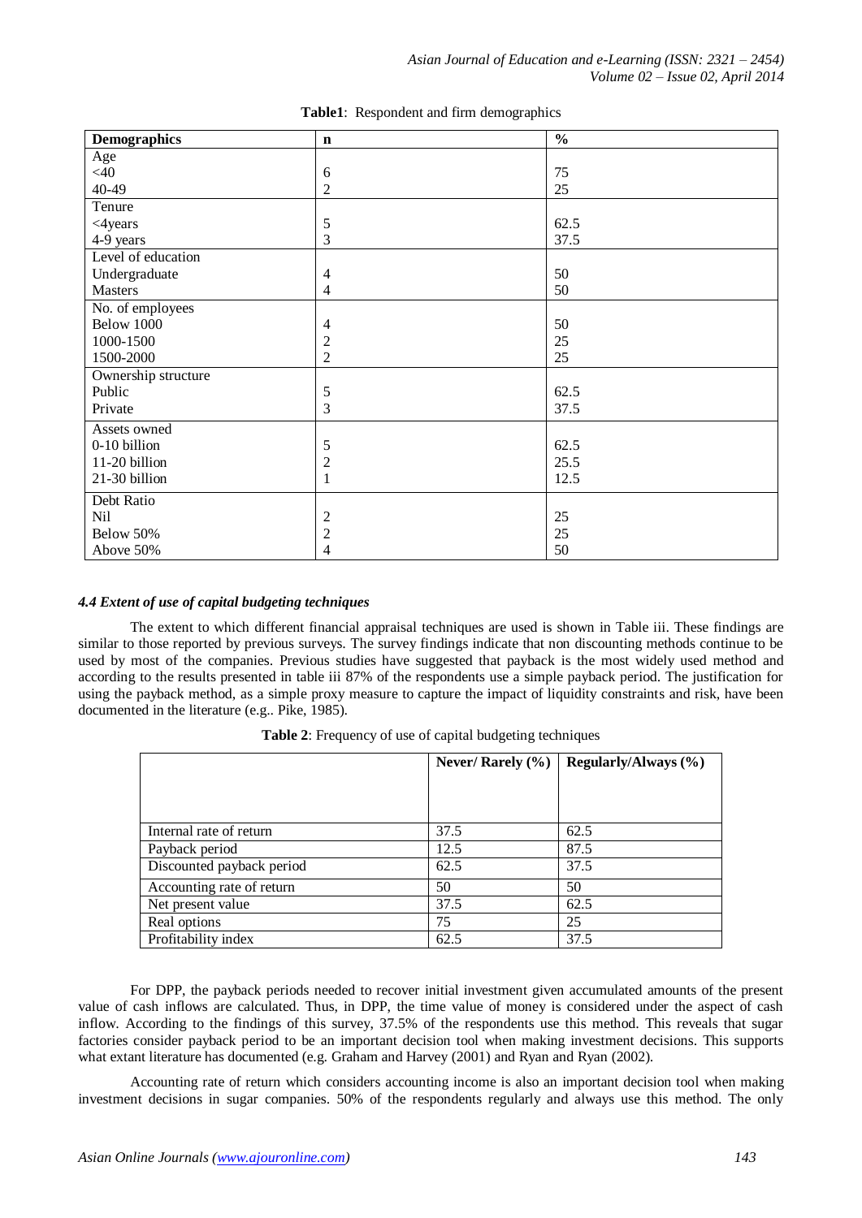**Table1**: Respondent and firm demographics

| Demographics | n | % |
|---|---|---|
| Age | | |
| <40 | 6 | 75 |
| 40-49 | 2 | 25 |
| Tenure | | |
| <4years | 5 | 62.5 |
| 4-9 years | 3 | 37.5 |
| Level of education | | |
| Undergraduate | 4 | 50 |
| Masters | 4 | 50 |
| No. of employees | | |
| Below 1000 | 4 | 50 |
| 1000-1500 | 2 | 25 |
| 1500-2000 | 2 | 25 |
| Ownership structure | | |
| Public | 5 | 62.5 |
| Private | 3 | 37.5 |
| Assets owned | | |
| 0-10 billion | 5 | 62.5 |
| 11-20 billion | 2 | 25.5 |
| 21-30 billion | 1 | 12.5 |
| Debt Ratio | | |
| Nil | 2 | 25 |
| Below 50% | 2 | 25 |
| Above 50% | 4 | 50 |

### *4.4 Extent of use of capital budgeting techniques*

The extent to which different financial appraisal techniques are used is shown in Table iii. These findings are similar to those reported by previous surveys. The survey findings indicate that non discounting methods continue to be used by most of the companies. Previous studies have suggested that payback is the most widely used method and according to the results presented in table iii 87% of the respondents use a simple payback period. The justification for using the payback method, as a simple proxy measure to capture the impact of liquidity constraints and risk, have been documented in the literature (e.g.. Pike, 1985).

**Table 2**: Frequency of use of capital budgeting techniques

| | Never/ Rarely (%) | Regularly/Always (%) |
|---|---|---|
| Internal rate of return | 37.5 | 62.5 |
| Payback period | 12.5 | 87.5 |
| Discounted payback period | 62.5 | 37.5 |
| Accounting rate of return | 50 | 50 |
| Net present value | 37.5 | 62.5 |
| Real options | 75 | 25 |
| Profitability index | 62.5 | 37.5 |

For DPP, the payback periods needed to recover initial investment given accumulated amounts of the present value of cash inflows are calculated. Thus, in DPP, the time value of money is considered under the aspect of cash inflow. According to the findings of this survey, 37.5% of the respondents use this method. This reveals that sugar factories consider payback period to be an important decision tool when making investment decisions. This supports what extant literature has documented (e.g. Graham and Harvey (2001) and Ryan and Ryan (2002).

Accounting rate of return which considers accounting income is also an important decision tool when making investment decisions in sugar companies. 50% of the respondents regularly and always use this method. The only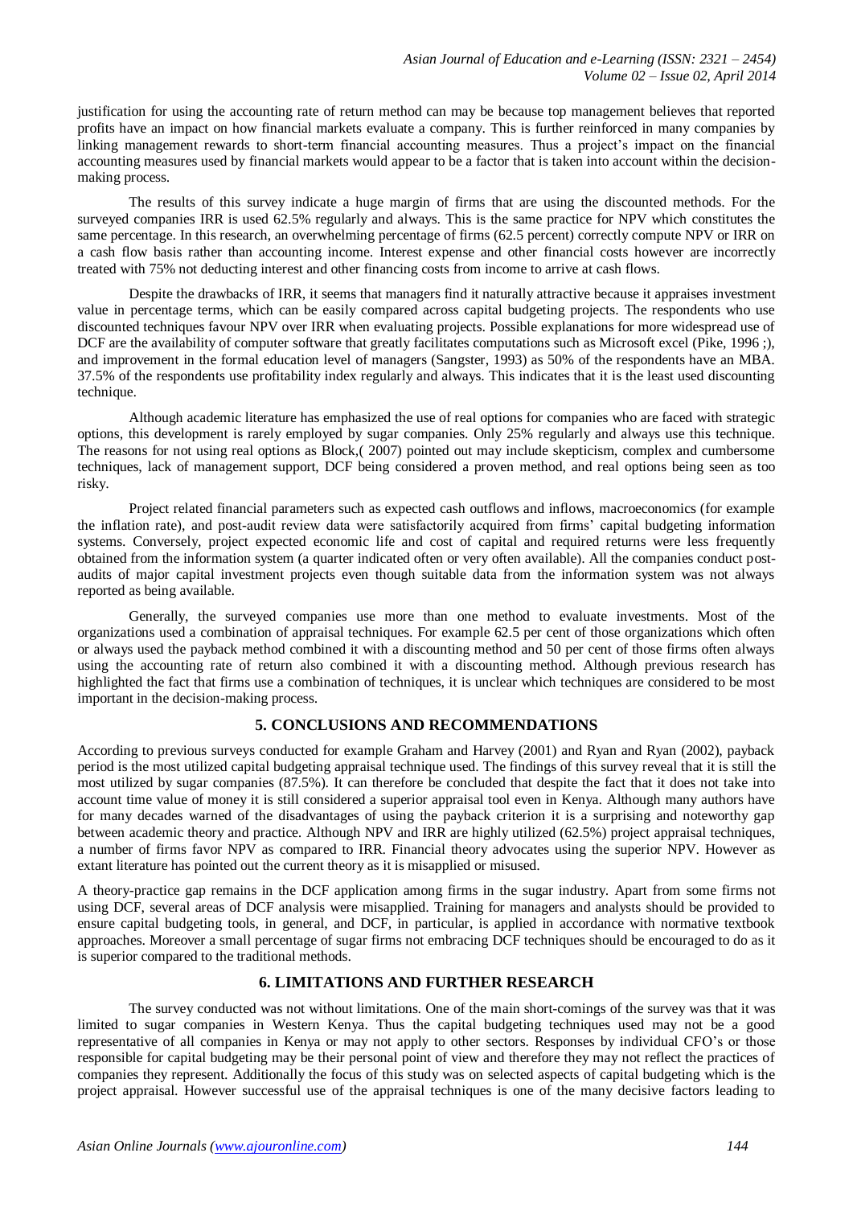justification for using the accounting rate of return method can may be because top management believes that reported profits have an impact on how financial markets evaluate a company. This is further reinforced in many companies by linking management rewards to short-term financial accounting measures. Thus a project's impact on the financial accounting measures used by financial markets would appear to be a factor that is taken into account within the decision-making process.

The results of this survey indicate a huge margin of firms that are using the discounted methods. For the surveyed companies IRR is used 62.5% regularly and always. This is the same practice for NPV which constitutes the same percentage. In this research, an overwhelming percentage of firms (62.5 percent) correctly compute NPV or IRR on a cash flow basis rather than accounting income. Interest expense and other financial costs however are incorrectly treated with 75% not deducting interest and other financing costs from income to arrive at cash flows.

Despite the drawbacks of IRR, it seems that managers find it naturally attractive because it appraises investment value in percentage terms, which can be easily compared across capital budgeting projects. The respondents who use discounted techniques favour NPV over IRR when evaluating projects. Possible explanations for more widespread use of DCF are the availability of computer software that greatly facilitates computations such as Microsoft excel (Pike, 1996 ;), and improvement in the formal education level of managers (Sangster, 1993) as 50% of the respondents have an MBA. 37.5% of the respondents use profitability index regularly and always. This indicates that it is the least used discounting technique.

Although academic literature has emphasized the use of real options for companies who are faced with strategic options, this development is rarely employed by sugar companies. Only 25% regularly and always use this technique. The reasons for not using real options as Block,( 2007) pointed out may include skepticism, complex and cumbersome techniques, lack of management support, DCF being considered a proven method, and real options being seen as too risky.

Project related financial parameters such as expected cash outflows and inflows, macroeconomics (for example the inflation rate), and post-audit review data were satisfactorily acquired from firms' capital budgeting information systems. Conversely, project expected economic life and cost of capital and required returns were less frequently obtained from the information system (a quarter indicated often or very often available). All the companies conduct post-audits of major capital investment projects even though suitable data from the information system was not always reported as being available.

Generally, the surveyed companies use more than one method to evaluate investments. Most of the organizations used a combination of appraisal techniques. For example 62.5 per cent of those organizations which often or always used the payback method combined it with a discounting method and 50 per cent of those firms often always using the accounting rate of return also combined it with a discounting method. Although previous research has highlighted the fact that firms use a combination of techniques, it is unclear which techniques are considered to be most important in the decision-making process.

## 5. CONCLUSIONS AND RECOMMENDATIONS

According to previous surveys conducted for example Graham and Harvey (2001) and Ryan and Ryan (2002), payback period is the most utilized capital budgeting appraisal technique used. The findings of this survey reveal that it is still the most utilized by sugar companies (87.5%). It can therefore be concluded that despite the fact that it does not take into account time value of money it is still considered a superior appraisal tool even in Kenya. Although many authors have for many decades warned of the disadvantages of using the payback criterion it is a surprising and noteworthy gap between academic theory and practice. Although NPV and IRR are highly utilized (62.5%) project appraisal techniques, a number of firms favor NPV as compared to IRR. Financial theory advocates using the superior NPV. However as extant literature has pointed out the current theory as it is misapplied or misused.

A theory-practice gap remains in the DCF application among firms in the sugar industry. Apart from some firms not using DCF, several areas of DCF analysis were misapplied. Training for managers and analysts should be provided to ensure capital budgeting tools, in general, and DCF, in particular, is applied in accordance with normative textbook approaches. Moreover a small percentage of sugar firms not embracing DCF techniques should be encouraged to do as it is superior compared to the traditional methods.

## 6. LIMITATIONS AND FURTHER RESEARCH

The survey conducted was not without limitations. One of the main short-comings of the survey was that it was limited to sugar companies in Western Kenya. Thus the capital budgeting techniques used may not be a good representative of all companies in Kenya or may not apply to other sectors. Responses by individual CFO's or those responsible for capital budgeting may be their personal point of view and therefore they may not reflect the practices of companies they represent. Additionally the focus of this study was on selected aspects of capital budgeting which is the project appraisal. However successful use of the appraisal techniques is one of the many decisive factors leading to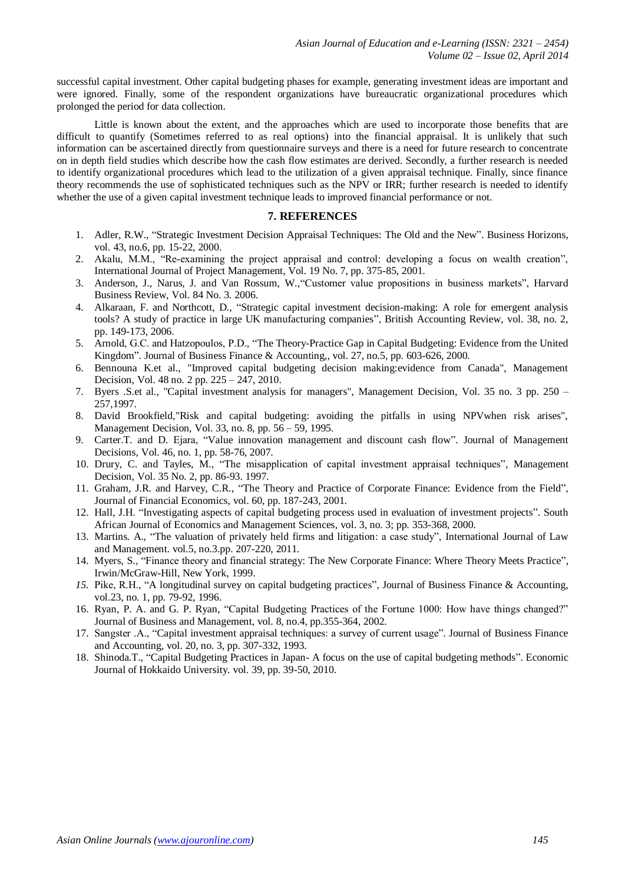successful capital investment. Other capital budgeting phases for example, generating investment ideas are important and were ignored. Finally, some of the respondent organizations have bureaucratic organizational procedures which prolonged the period for data collection.

Little is known about the extent, and the approaches which are used to incorporate those benefits that are difficult to quantify (Sometimes referred to as real options) into the financial appraisal. It is unlikely that such information can be ascertained directly from questionnaire surveys and there is a need for future research to concentrate on in depth field studies which describe how the cash flow estimates are derived. Secondly, a further research is needed to identify organizational procedures which lead to the utilization of a given appraisal technique. Finally, since finance theory recommends the use of sophisticated techniques such as the NPV or IRR; further research is needed to identify whether the use of a given capital investment technique leads to improved financial performance or not.

## 7. REFERENCES

1. Adler, R.W., "Strategic Investment Decision Appraisal Techniques: The Old and the New". Business Horizons, vol. 43, no.6, pp. 15-22, 2000.
2. Akalu, M.M., "Re-examining the project appraisal and control: developing a focus on wealth creation", International Journal of Project Management, Vol. 19 No. 7, pp. 375-85, 2001.
3. Anderson, J., Narus, J. and Van Rossum, W.,"Customer value propositions in business markets", Harvard Business Review, Vol. 84 No. 3. 2006.
4. Alkaraan, F. and Northcott, D., "Strategic capital investment decision-making: A role for emergent analysis tools? A study of practice in large UK manufacturing companies", British Accounting Review, vol. 38, no. 2, pp. 149-173, 2006.
5. Arnold, G.C. and Hatzopoulos, P.D., "The Theory-Practice Gap in Capital Budgeting: Evidence from the United Kingdom". Journal of Business Finance & Accounting,, vol. 27, no.5, pp. 603-626, 2000.
6. Bennouna K.et al., "Improved capital budgeting decision making:evidence from Canada", Management Decision, Vol. 48 no. 2 pp. 225 – 247, 2010.
7. Byers .S.et al., "Capital investment analysis for managers", Management Decision, Vol. 35 no. 3 pp. 250 – 257,1997.
8. David Brookfield,"Risk and capital budgeting: avoiding the pitfalls in using NPVwhen risk arises", Management Decision, Vol. 33, no. 8, pp. 56 – 59, 1995.
9. Carter.T. and D. Ejara, "Value innovation management and discount cash flow". Journal of Management Decisions, Vol. 46, no. 1, pp. 58-76, 2007.
10. Drury, C. and Tayles, M., "The misapplication of capital investment appraisal techniques", Management Decision, Vol. 35 No. 2, pp. 86-93. 1997.
11. Graham, J.R. and Harvey, C.R., "The Theory and Practice of Corporate Finance: Evidence from the Field", Journal of Financial Economics, vol. 60, pp. 187-243, 2001.
12. Hall, J.H. "Investigating aspects of capital budgeting process used in evaluation of investment projects". South African Journal of Economics and Management Sciences, vol. 3, no. 3; pp. 353-368, 2000.
13. Martins. A., "The valuation of privately held firms and litigation: a case study", International Journal of Law and Management. vol.5, no.3.pp. 207-220, 2011.
14. Myers, S., "Finance theory and financial strategy: The New Corporate Finance: Where Theory Meets Practice", Irwin/McGraw-Hill, New York, 1999.
15. Pike, R.H., "A longitudinal survey on capital budgeting practices", Journal of Business Finance & Accounting, vol.23, no. 1, pp. 79-92, 1996.
16. Ryan, P. A. and G. P. Ryan, "Capital Budgeting Practices of the Fortune 1000: How have things changed?" Journal of Business and Management, vol. 8, no.4, pp.355-364, 2002.
17. Sangster .A., "Capital investment appraisal techniques: a survey of current usage". Journal of Business Finance and Accounting, vol. 20, no. 3, pp. 307-332, 1993.
18. Shinoda.T., "Capital Budgeting Practices in Japan- A focus on the use of capital budgeting methods". Economic Journal of Hokkaido University. vol. 39, pp. 39-50, 2010.